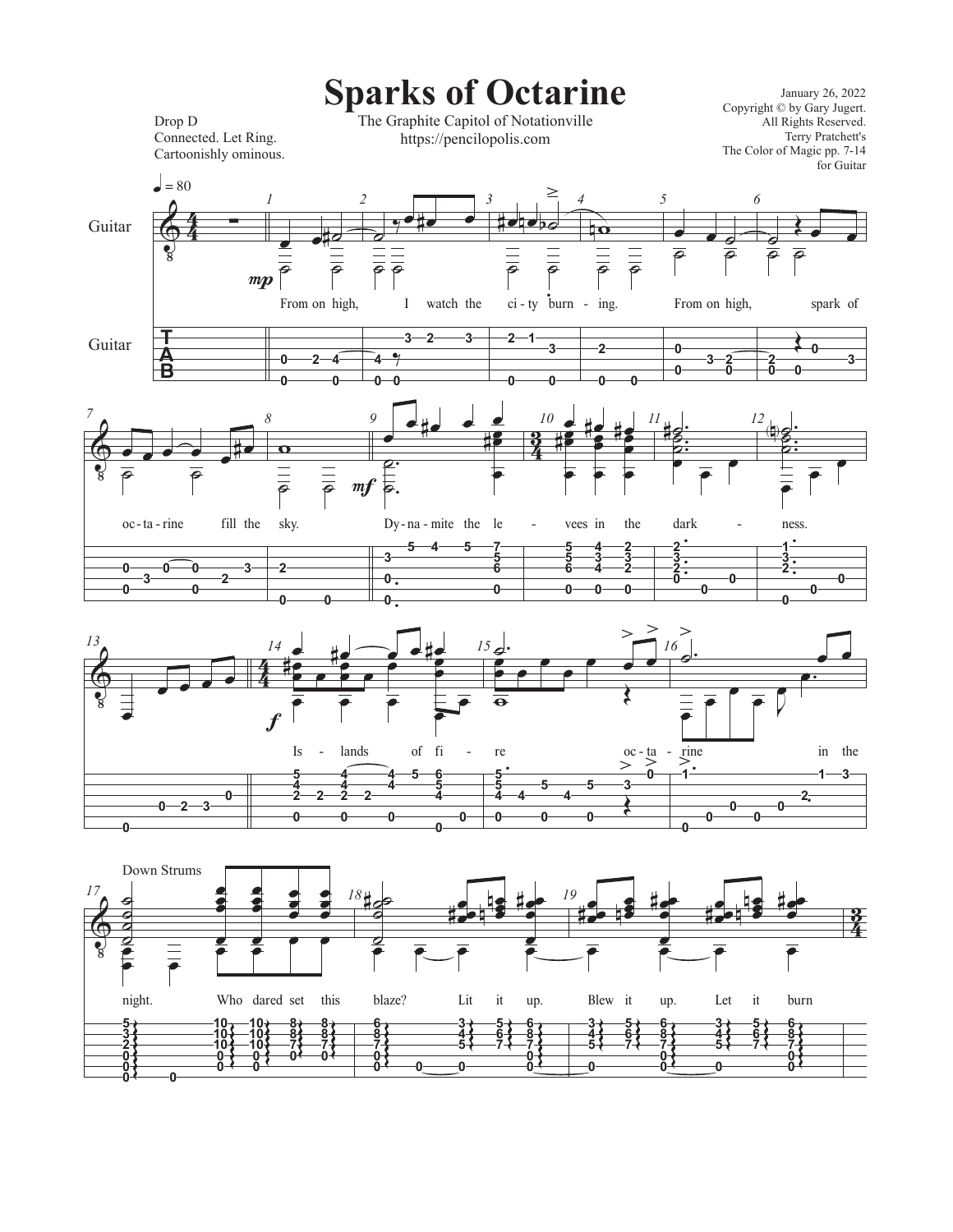# Sparks of Octarine

Drop D
Connected. Let Ring.
Cartoonishly ominous.

The Graphite Capitol of Notationville
https://pencilopolis.com

January 26, 2022
Copyright © by Gary Jugert.
All Rights Reserved.
Terry Pratchett's
The Color of Magic pp. 7-14
for Guitar

From on high, I watch the ci-ty burn-ing. From on high, spark of oc-ta-rine fill the sky. Dy-na-mite the le-vees in the dark-ness. Is-lands of fi-re oc-ta-rine in the night. Who dared set this blaze? Lit it up. Blew it up. Let it burn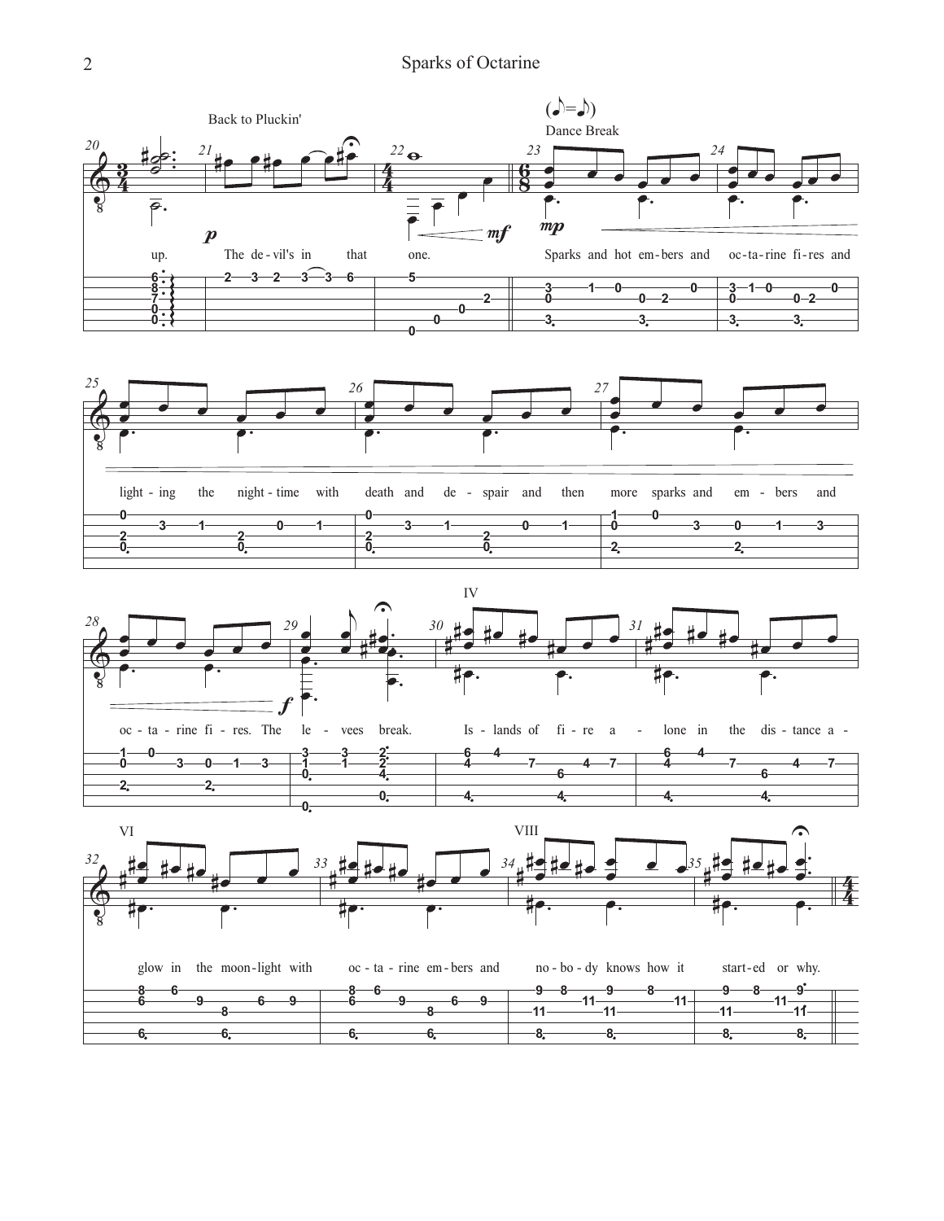Back to Pluckin'

Dance Break

up. The de-vil's in that one.

Sparks and hot em-bers and oc-ta-rine fi-res and light-ing the night-time with death and de-spair and then more sparks and em-bers and oc-ta-rine fi-res. The le-vees break.

Is-lands of fi-re a-lone in the dis-tance a-glow in the moon-light with oc-ta-rine em-bers and no-bo-dy knows how it start-ed or why.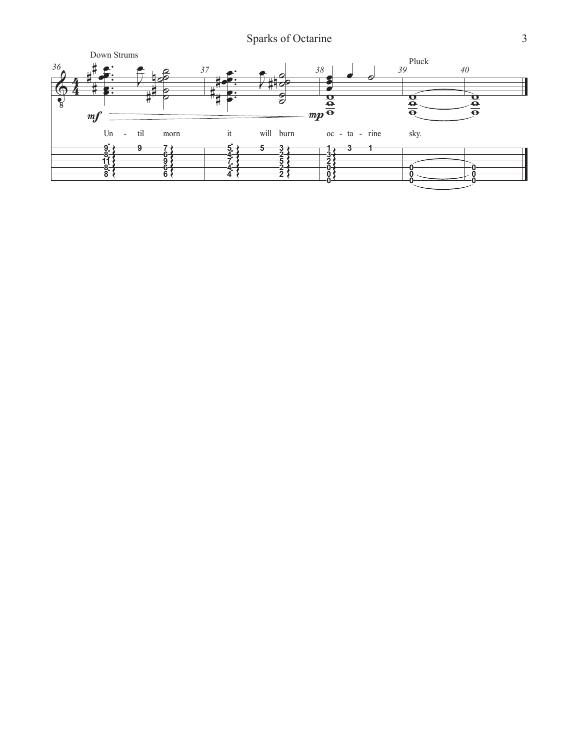Down Strums

Pluck

Un - til morn it will burn oc - ta - rine sky.